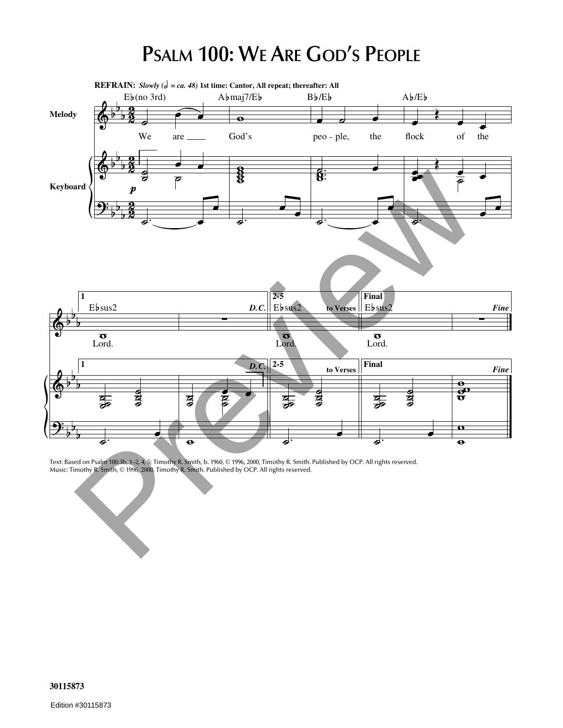# Psalm 100: We Are God's People

**REFRAIN:** *Slowly (𝅗𝅥 = ca. 48)* **1st time: Cantor, All repeat; thereafter: All**

Eb(no 3rd) Abmaj7/Eb Bb/Eb Ab/Eb

**Melody**

We are God's peo - ple, the flock of the

**Keyboard**

*p*

**1** Ebsus2 *D.C.* **2-5** Ebsus2 **to Verses** **Final** Ebsus2 *Fine*

Lord. Lord. Lord.

Text: Based on Psalm 100:3b, 1–2, 4, 5; Timothy R. Smith, b. 1960, © 1996, 2000, Timothy R. Smith. Published by OCP. All rights reserved.
Music: Timothy R. Smith, © 1996, 2000, Timothy R. Smith. Published by OCP. All rights reserved.

30115873

Edition #30115873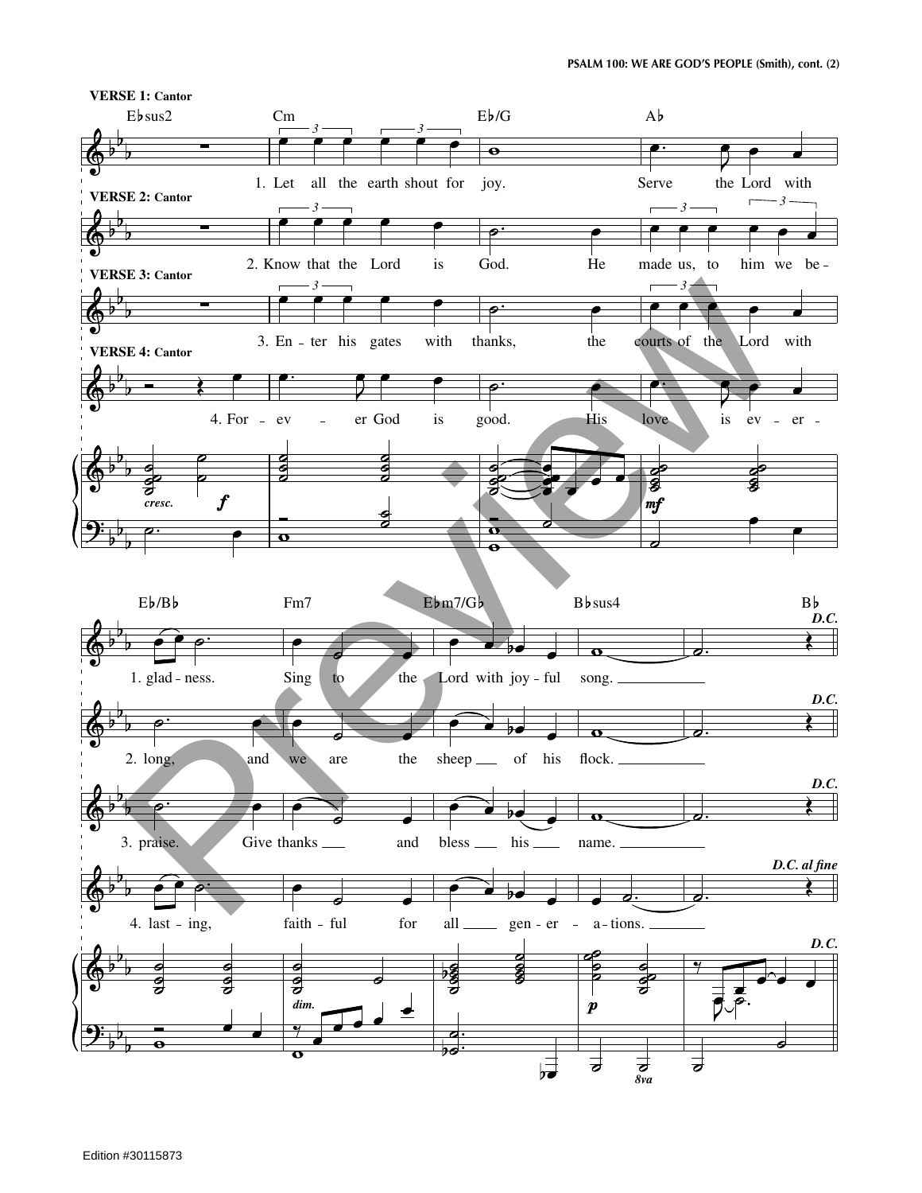VERSE 1: Cantor

Eb sus2 | Cm | Eb/G | Ab

1. Let all the earth shout for joy. Serve the Lord with

VERSE 2: Cantor

2. Know that the Lord is God. He made us, to him we be-

VERSE 3: Cantor

3. En-ter his gates with thanks, the courts of the Lord with

VERSE 4: Cantor

4. For-ev-er God is good. His love is ev-er-

*cresc.* *f* *mf*

Eb/Bb | Fm7 | Ebm7/Gb | Bb sus4 | Bb

1. glad-ness. Sing to the Lord with joy-ful song. *D.C.*

2. long, and we are the sheep of his flock. *D.C.*

3. praise. Give thanks and bless his name. *D.C.*

4. last-ing, faith-ful for all gen-er-a-tions. *D.C. al fine*

*dim.* *p* *8va* *D.C.*

Edition #30115873